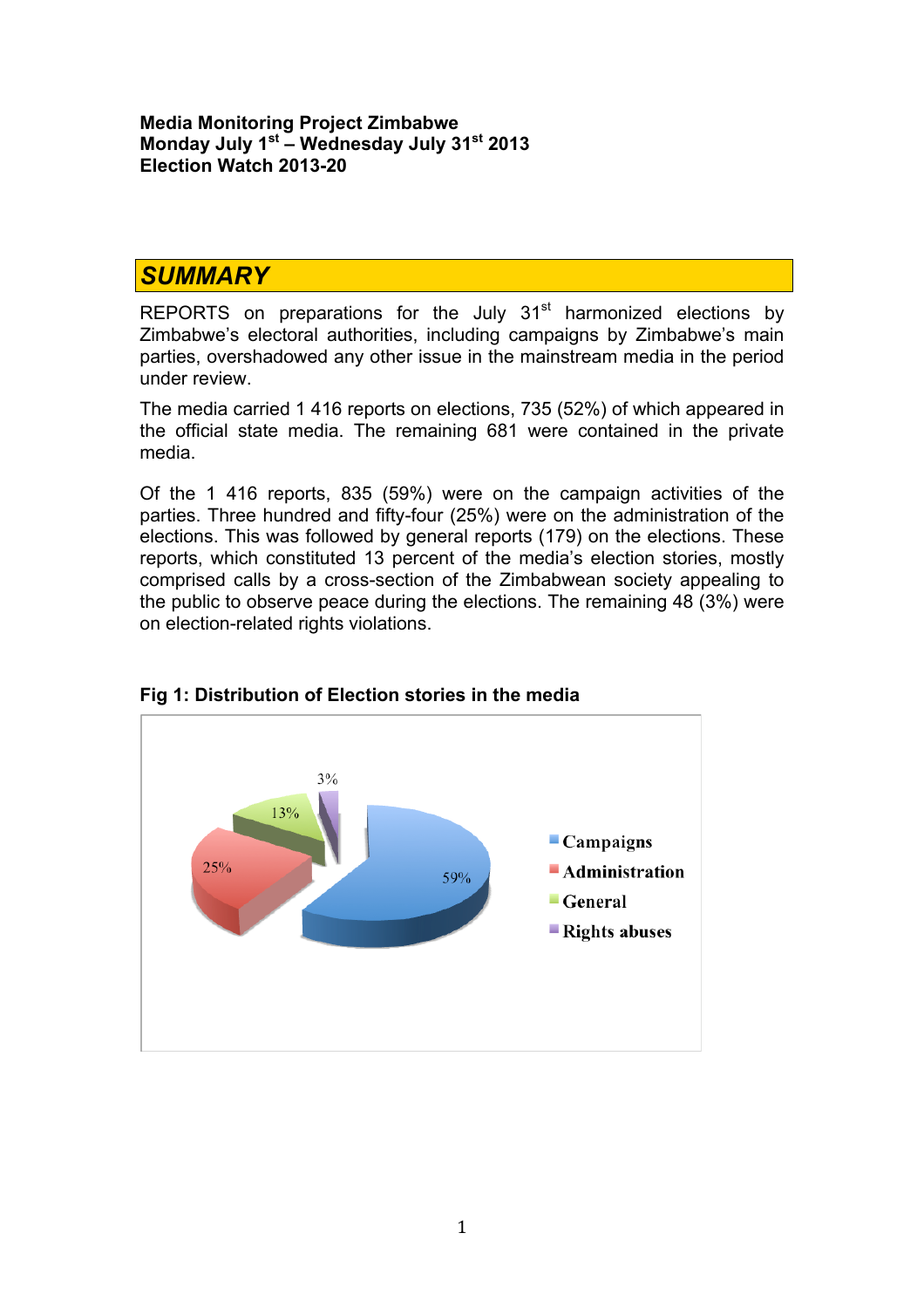**Media Monitoring Project Zimbabwe**
**Monday July 1st – Wednesday July 31st 2013**
**Election Watch 2013-20**

## *SUMMARY*

REPORTS on preparations for the July 31st harmonized elections by Zimbabwe's electoral authorities, including campaigns by Zimbabwe's main parties, overshadowed any other issue in the mainstream media in the period under review.

The media carried 1 416 reports on elections, 735 (52%) of which appeared in the official state media. The remaining 681 were contained in the private media.

Of the 1 416 reports, 835 (59%) were on the campaign activities of the parties. Three hundred and fifty-four (25%) were on the administration of the elections. This was followed by general reports (179) on the elections. These reports, which constituted 13 percent of the media's election stories, mostly comprised calls by a cross-section of the Zimbabwean society appealing to the public to observe peace during the elections. The remaining 48 (3%) were on election-related rights violations.

**Fig 1: Distribution of Election stories in the media**

| Category | Share |
|---|---|
| Campaigns | 59% |
| Administration | 25% |
| General | 13% |
| Rights abuses | 3% |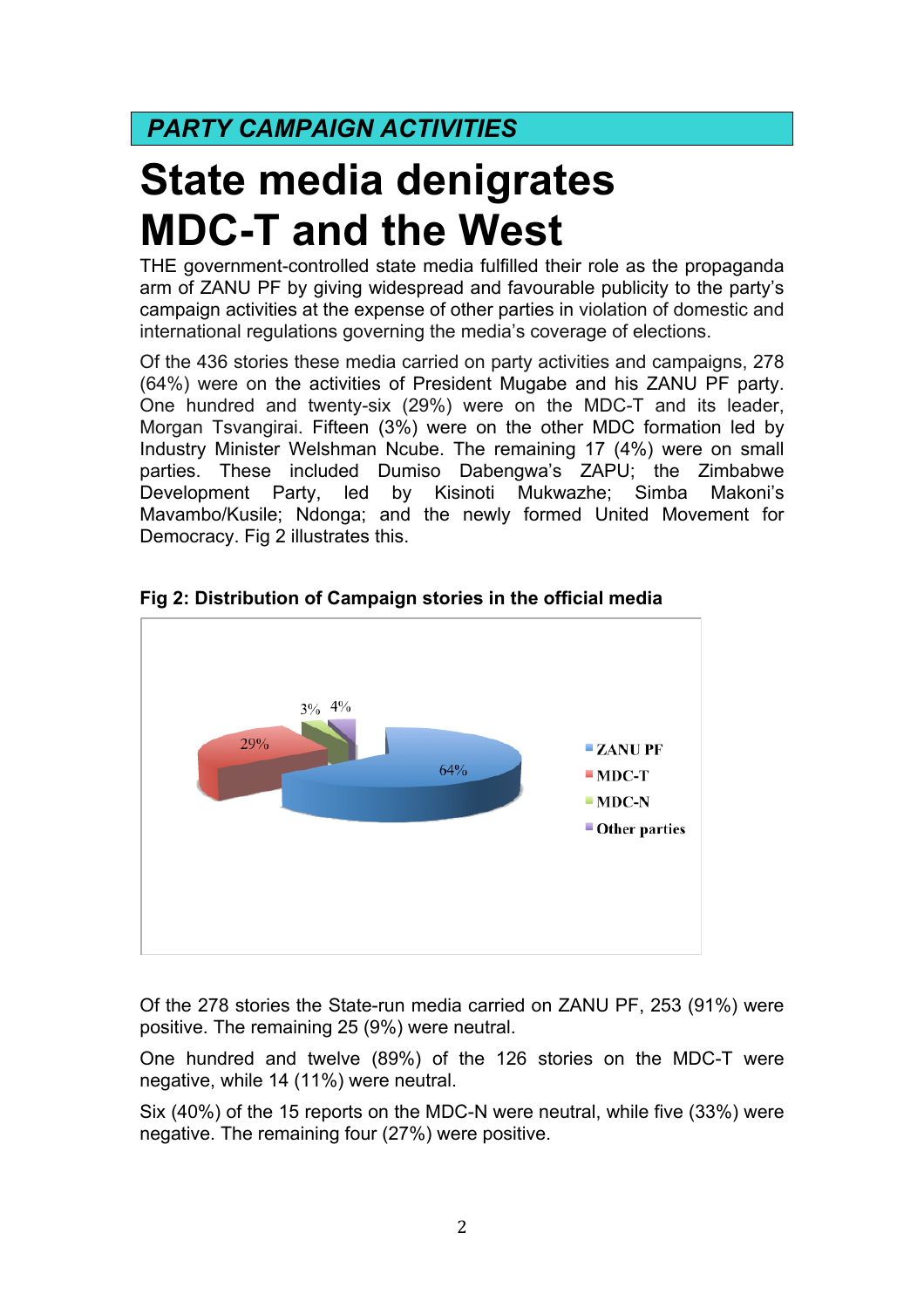*PARTY CAMPAIGN ACTIVITIES*

# State media denigrates MDC-T and the West

THE government-controlled state media fulfilled their role as the propaganda arm of ZANU PF by giving widespread and favourable publicity to the party's campaign activities at the expense of other parties in violation of domestic and international regulations governing the media's coverage of elections.

Of the 436 stories these media carried on party activities and campaigns, 278 (64%) were on the activities of President Mugabe and his ZANU PF party. One hundred and twenty-six (29%) were on the MDC-T and its leader, Morgan Tsvangirai. Fifteen (3%) were on the other MDC formation led by Industry Minister Welshman Ncube. The remaining 17 (4%) were on small parties. These included Dumiso Dabengwa's ZAPU; the Zimbabwe Development Party, led by Kisinoti Mukwazhe; Simba Makoni's Mavambo/Kusile; Ndonga; and the newly formed United Movement for Democracy. Fig 2 illustrates this.

**Fig 2: Distribution of Campaign stories in the official media**

| Party | Share |
|---|---|
| ZANU PF | 64% |
| MDC-T | 29% |
| MDC-N | 3% |
| Other parties | 4% |

Of the 278 stories the State-run media carried on ZANU PF, 253 (91%) were positive. The remaining 25 (9%) were neutral.

One hundred and twelve (89%) of the 126 stories on the MDC-T were negative, while 14 (11%) were neutral.

Six (40%) of the 15 reports on the MDC-N were neutral, while five (33%) were negative. The remaining four (27%) were positive.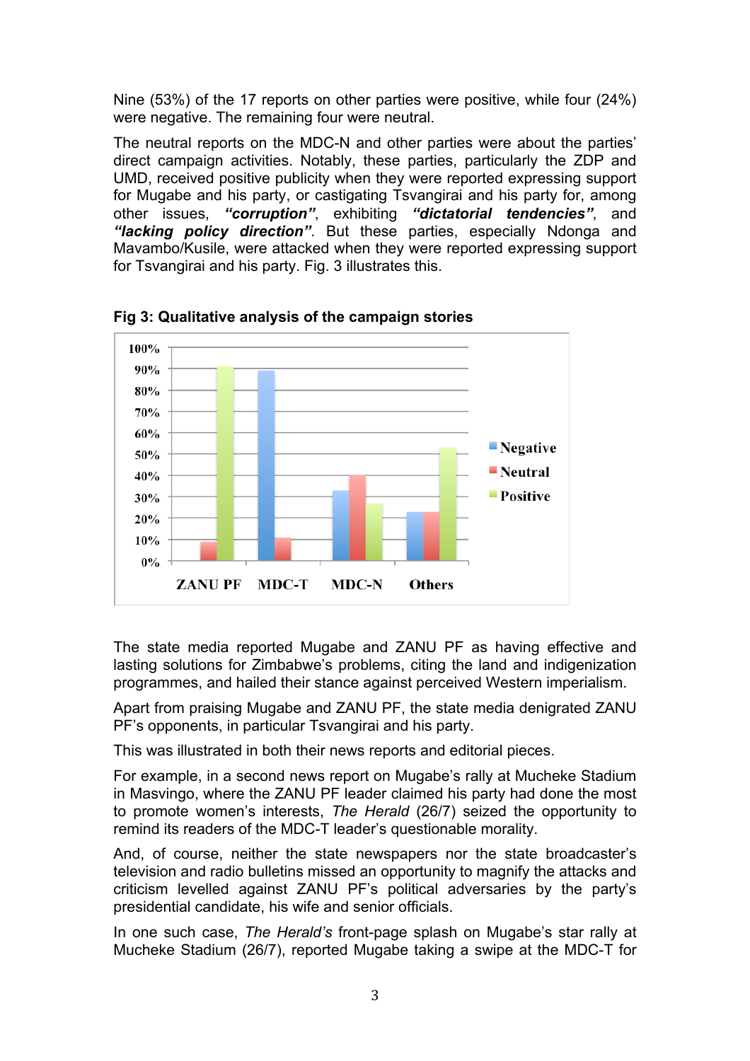Nine (53%) of the 17 reports on other parties were positive, while four (24%) were negative. The remaining four were neutral.

The neutral reports on the MDC-N and other parties were about the parties' direct campaign activities. Notably, these parties, particularly the ZDP and UMD, received positive publicity when they were reported expressing support for Mugabe and his party, or castigating Tsvangirai and his party for, among other issues, ***"corruption"***, exhibiting ***"dictatorial tendencies"***, and ***"lacking policy direction"***. But these parties, especially Ndonga and Mavambo/Kusile, were attacked when they were reported expressing support for Tsvangirai and his party. Fig. 3 illustrates this.

**Fig 3: Qualitative analysis of the campaign stories**

The state media reported Mugabe and ZANU PF as having effective and lasting solutions for Zimbabwe's problems, citing the land and indigenization programmes, and hailed their stance against perceived Western imperialism.

Apart from praising Mugabe and ZANU PF, the state media denigrated ZANU PF's opponents, in particular Tsvangirai and his party.

This was illustrated in both their news reports and editorial pieces.

For example, in a second news report on Mugabe's rally at Mucheke Stadium in Masvingo, where the ZANU PF leader claimed his party had done the most to promote women's interests, *The Herald* (26/7) seized the opportunity to remind its readers of the MDC-T leader's questionable morality.

And, of course, neither the state newspapers nor the state broadcaster's television and radio bulletins missed an opportunity to magnify the attacks and criticism levelled against ZANU PF's political adversaries by the party's presidential candidate, his wife and senior officials.

In one such case, *The Herald's* front-page splash on Mugabe's star rally at Mucheke Stadium (26/7), reported Mugabe taking a swipe at the MDC-T for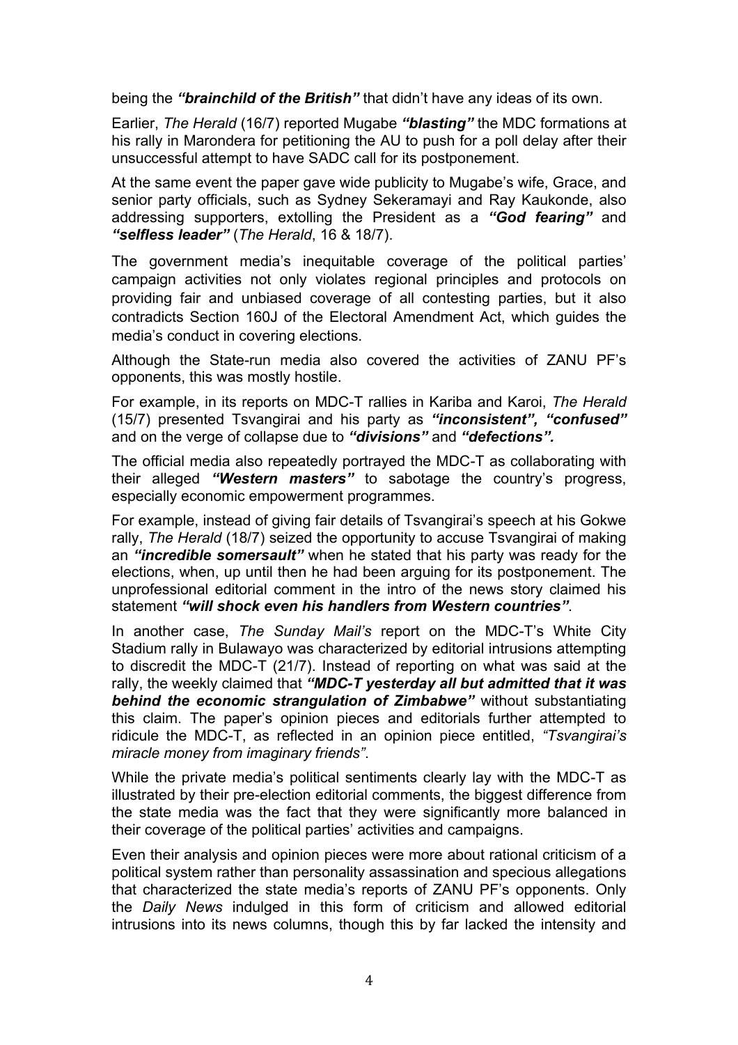being the ***"brainchild of the British"*** that didn't have any ideas of its own.

Earlier, *The Herald* (16/7) reported Mugabe ***"blasting"*** the MDC formations at his rally in Marondera for petitioning the AU to push for a poll delay after their unsuccessful attempt to have SADC call for its postponement.

At the same event the paper gave wide publicity to Mugabe's wife, Grace, and senior party officials, such as Sydney Sekeramayi and Ray Kaukonde, also addressing supporters, extolling the President as a ***"God fearing"*** and ***"selfless leader"*** (*The Herald*, 16 & 18/7).

The government media's inequitable coverage of the political parties' campaign activities not only violates regional principles and protocols on providing fair and unbiased coverage of all contesting parties, but it also contradicts Section 160J of the Electoral Amendment Act, which guides the media's conduct in covering elections.

Although the State-run media also covered the activities of ZANU PF's opponents, this was mostly hostile.

For example, in its reports on MDC-T rallies in Kariba and Karoi, *The Herald* (15/7) presented Tsvangirai and his party as ***"inconsistent", "confused"*** and on the verge of collapse due to ***"divisions"*** and ***"defections".***

The official media also repeatedly portrayed the MDC-T as collaborating with their alleged ***"Western masters"*** to sabotage the country's progress, especially economic empowerment programmes.

For example, instead of giving fair details of Tsvangirai's speech at his Gokwe rally, *The Herald* (18/7) seized the opportunity to accuse Tsvangirai of making an ***"incredible somersault"*** when he stated that his party was ready for the elections, when, up until then he had been arguing for its postponement. The unprofessional editorial comment in the intro of the news story claimed his statement ***"will shock even his handlers from Western countries"***.

In another case, *The Sunday Mail's* report on the MDC-T's White City Stadium rally in Bulawayo was characterized by editorial intrusions attempting to discredit the MDC-T (21/7). Instead of reporting on what was said at the rally, the weekly claimed that ***"MDC-T yesterday all but admitted that it was behind the economic strangulation of Zimbabwe"*** without substantiating this claim. The paper's opinion pieces and editorials further attempted to ridicule the MDC-T, as reflected in an opinion piece entitled, *"Tsvangirai's miracle money from imaginary friends"*.

While the private media's political sentiments clearly lay with the MDC-T as illustrated by their pre-election editorial comments, the biggest difference from the state media was the fact that they were significantly more balanced in their coverage of the political parties' activities and campaigns.

Even their analysis and opinion pieces were more about rational criticism of a political system rather than personality assassination and specious allegations that characterized the state media's reports of ZANU PF's opponents. Only the *Daily News* indulged in this form of criticism and allowed editorial intrusions into its news columns, though this by far lacked the intensity and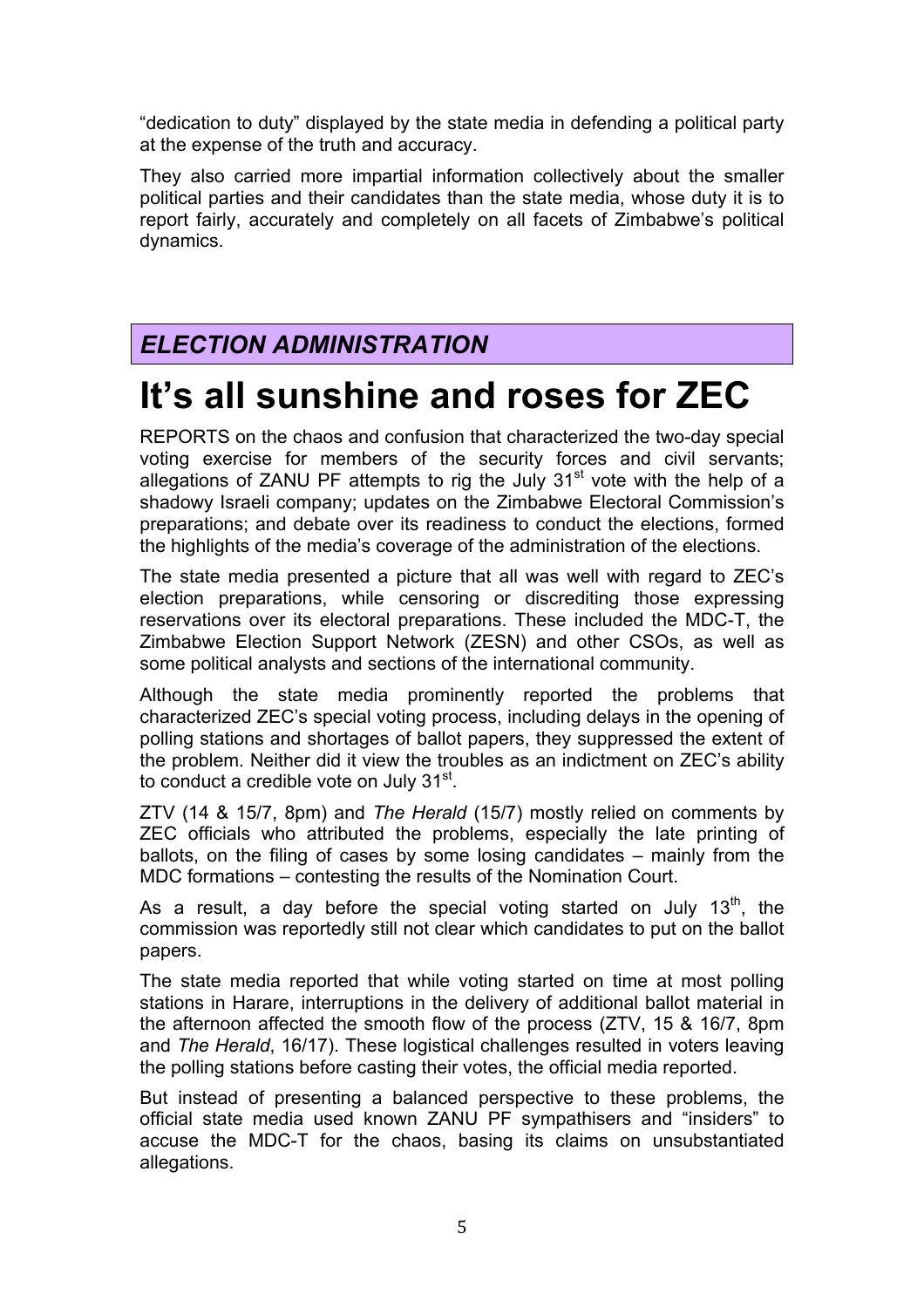"dedication to duty" displayed by the state media in defending a political party at the expense of the truth and accuracy.

They also carried more impartial information collectively about the smaller political parties and their candidates than the state media, whose duty it is to report fairly, accurately and completely on all facets of Zimbabwe's political dynamics.

## *ELECTION ADMINISTRATION*

# It's all sunshine and roses for ZEC

REPORTS on the chaos and confusion that characterized the two-day special voting exercise for members of the security forces and civil servants; allegations of ZANU PF attempts to rig the July 31st vote with the help of a shadowy Israeli company; updates on the Zimbabwe Electoral Commission's preparations; and debate over its readiness to conduct the elections, formed the highlights of the media's coverage of the administration of the elections.

The state media presented a picture that all was well with regard to ZEC's election preparations, while censoring or discrediting those expressing reservations over its electoral preparations. These included the MDC-T, the Zimbabwe Election Support Network (ZESN) and other CSOs, as well as some political analysts and sections of the international community.

Although the state media prominently reported the problems that characterized ZEC's special voting process, including delays in the opening of polling stations and shortages of ballot papers, they suppressed the extent of the problem. Neither did it view the troubles as an indictment on ZEC's ability to conduct a credible vote on July 31st.

ZTV (14 & 15/7, 8pm) and *The Herald* (15/7) mostly relied on comments by ZEC officials who attributed the problems, especially the late printing of ballots, on the filing of cases by some losing candidates – mainly from the MDC formations – contesting the results of the Nomination Court.

As a result, a day before the special voting started on July 13th, the commission was reportedly still not clear which candidates to put on the ballot papers.

The state media reported that while voting started on time at most polling stations in Harare, interruptions in the delivery of additional ballot material in the afternoon affected the smooth flow of the process (ZTV, 15 & 16/7, 8pm and *The Herald*, 16/17). These logistical challenges resulted in voters leaving the polling stations before casting their votes, the official media reported.

But instead of presenting a balanced perspective to these problems, the official state media used known ZANU PF sympathisers and "insiders" to accuse the MDC-T for the chaos, basing its claims on unsubstantiated allegations.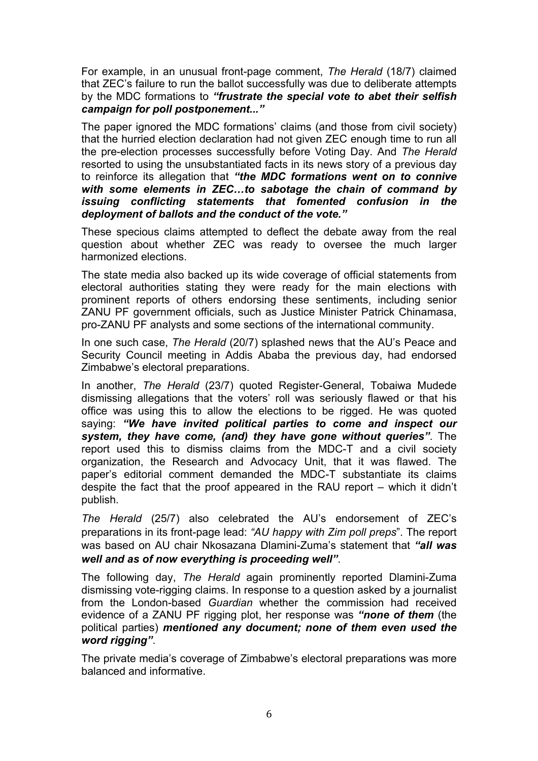For example, in an unusual front-page comment, *The Herald* (18/7) claimed that ZEC's failure to run the ballot successfully was due to deliberate attempts by the MDC formations to ***"frustrate the special vote to abet their selfish campaign for poll postponement..."***

The paper ignored the MDC formations' claims (and those from civil society) that the hurried election declaration had not given ZEC enough time to run all the pre-election processes successfully before Voting Day. And *The Herald* resorted to using the unsubstantiated facts in its news story of a previous day to reinforce its allegation that ***"the MDC formations went on to connive with some elements in ZEC…to sabotage the chain of command by issuing conflicting statements that fomented confusion in the deployment of ballots and the conduct of the vote."***

These specious claims attempted to deflect the debate away from the real question about whether ZEC was ready to oversee the much larger harmonized elections.

The state media also backed up its wide coverage of official statements from electoral authorities stating they were ready for the main elections with prominent reports of others endorsing these sentiments, including senior ZANU PF government officials, such as Justice Minister Patrick Chinamasa, pro-ZANU PF analysts and some sections of the international community.

In one such case, *The Herald* (20/7) splashed news that the AU's Peace and Security Council meeting in Addis Ababa the previous day, had endorsed Zimbabwe's electoral preparations.

In another, *The Herald* (23/7) quoted Register-General, Tobaiwa Mudede dismissing allegations that the voters' roll was seriously flawed or that his office was using this to allow the elections to be rigged. He was quoted saying: ***"We have invited political parties to come and inspect our system, they have come, (and) they have gone without queries"***. The report used this to dismiss claims from the MDC-T and a civil society organization, the Research and Advocacy Unit, that it was flawed. The paper's editorial comment demanded the MDC-T substantiate its claims despite the fact that the proof appeared in the RAU report – which it didn't publish.

*The Herald* (25/7) also celebrated the AU's endorsement of ZEC's preparations in its front-page lead: *"AU happy with Zim poll preps*". The report was based on AU chair Nkosazana Dlamini-Zuma's statement that ***"all was well and as of now everything is proceeding well"***.

The following day, *The Herald* again prominently reported Dlamini-Zuma dismissing vote-rigging claims. In response to a question asked by a journalist from the London-based *Guardian* whether the commission had received evidence of a ZANU PF rigging plot, her response was ***"none of them*** (the political parties) ***mentioned any document; none of them even used the word rigging"***.

The private media's coverage of Zimbabwe's electoral preparations was more balanced and informative.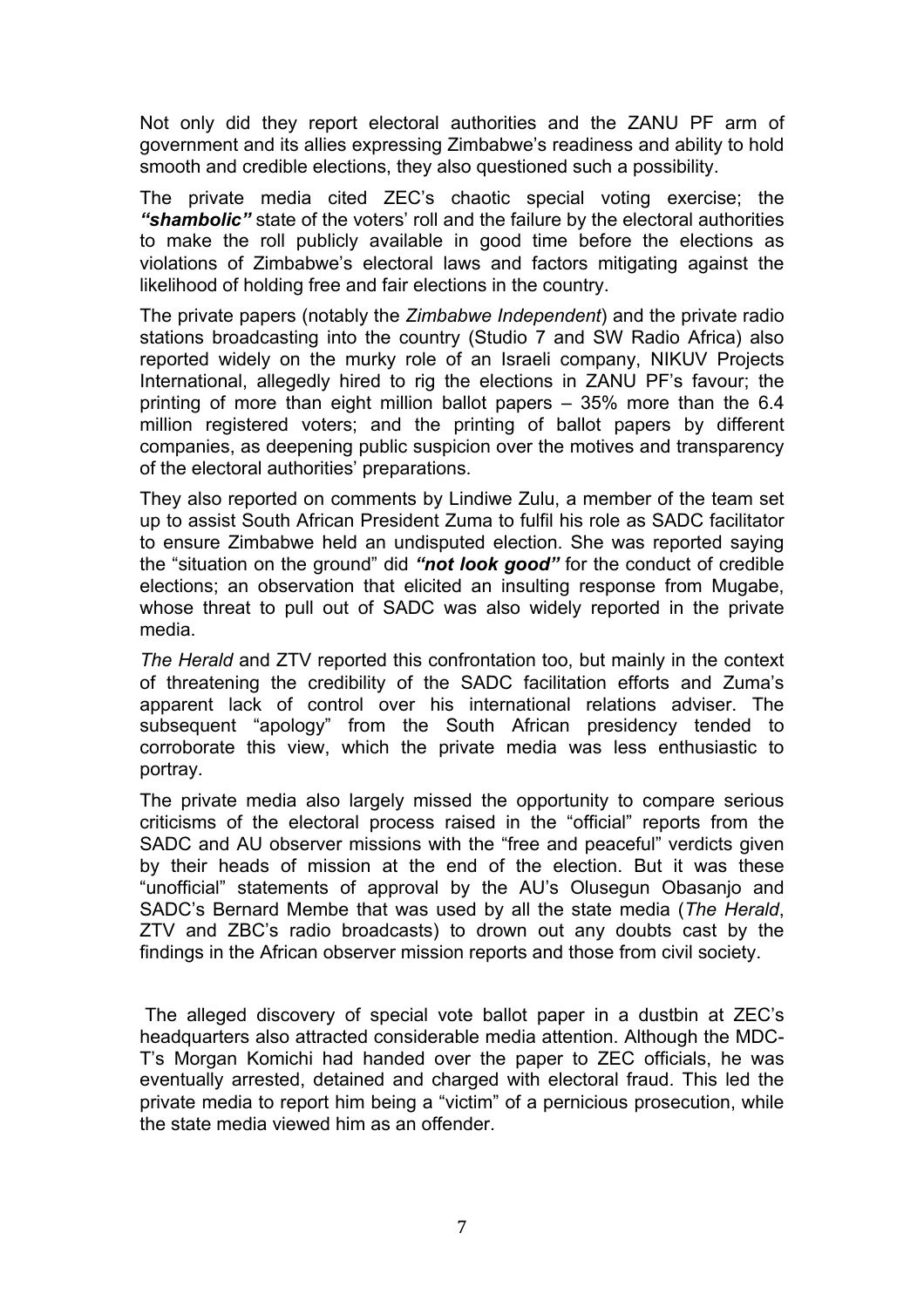Not only did they report electoral authorities and the ZANU PF arm of government and its allies expressing Zimbabwe's readiness and ability to hold smooth and credible elections, they also questioned such a possibility.

The private media cited ZEC's chaotic special voting exercise; the ***"shambolic"*** state of the voters' roll and the failure by the electoral authorities to make the roll publicly available in good time before the elections as violations of Zimbabwe's electoral laws and factors mitigating against the likelihood of holding free and fair elections in the country.

The private papers (notably the *Zimbabwe Independent*) and the private radio stations broadcasting into the country (Studio 7 and SW Radio Africa) also reported widely on the murky role of an Israeli company, NIKUV Projects International, allegedly hired to rig the elections in ZANU PF's favour; the printing of more than eight million ballot papers – 35% more than the 6.4 million registered voters; and the printing of ballot papers by different companies, as deepening public suspicion over the motives and transparency of the electoral authorities' preparations.

They also reported on comments by Lindiwe Zulu, a member of the team set up to assist South African President Zuma to fulfil his role as SADC facilitator to ensure Zimbabwe held an undisputed election. She was reported saying the "situation on the ground" did ***"not look good"*** for the conduct of credible elections; an observation that elicited an insulting response from Mugabe, whose threat to pull out of SADC was also widely reported in the private media.

*The Herald* and ZTV reported this confrontation too, but mainly in the context of threatening the credibility of the SADC facilitation efforts and Zuma's apparent lack of control over his international relations adviser. The subsequent "apology" from the South African presidency tended to corroborate this view, which the private media was less enthusiastic to portray.

The private media also largely missed the opportunity to compare serious criticisms of the electoral process raised in the "official" reports from the SADC and AU observer missions with the "free and peaceful" verdicts given by their heads of mission at the end of the election. But it was these "unofficial" statements of approval by the AU's Olusegun Obasanjo and SADC's Bernard Membe that was used by all the state media (*The Herald*, ZTV and ZBC's radio broadcasts) to drown out any doubts cast by the findings in the African observer mission reports and those from civil society.

The alleged discovery of special vote ballot paper in a dustbin at ZEC's headquarters also attracted considerable media attention. Although the MDC-T's Morgan Komichi had handed over the paper to ZEC officials, he was eventually arrested, detained and charged with electoral fraud. This led the private media to report him being a "victim" of a pernicious prosecution, while the state media viewed him as an offender.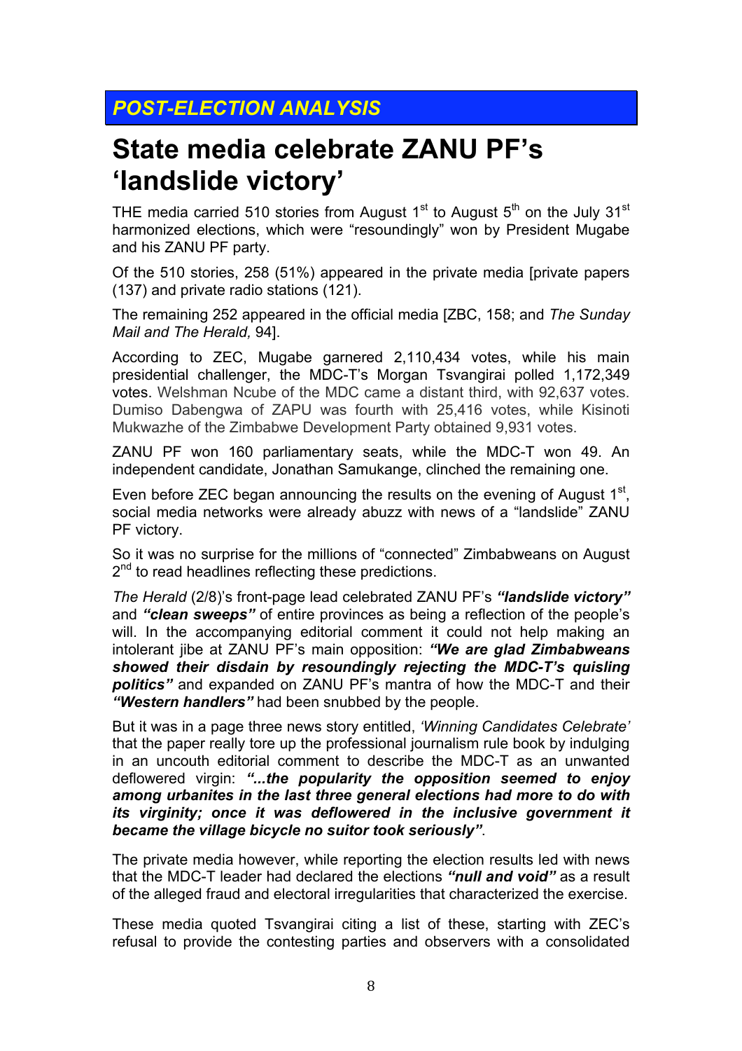## *POST-ELECTION ANALYSIS*

# State media celebrate ZANU PF's 'landslide victory'

THE media carried 510 stories from August 1st to August 5th on the July 31st harmonized elections, which were "resoundingly" won by President Mugabe and his ZANU PF party.

Of the 510 stories, 258 (51%) appeared in the private media [private papers (137) and private radio stations (121).

The remaining 252 appeared in the official media [ZBC, 158; and *The Sunday Mail and The Herald,* 94].

According to ZEC, Mugabe garnered 2,110,434 votes, while his main presidential challenger, the MDC-T's Morgan Tsvangirai polled 1,172,349 votes. Welshman Ncube of the MDC came a distant third, with 92,637 votes. Dumiso Dabengwa of ZAPU was fourth with 25,416 votes, while Kisinoti Mukwazhe of the Zimbabwe Development Party obtained 9,931 votes.

ZANU PF won 160 parliamentary seats, while the MDC-T won 49. An independent candidate, Jonathan Samukange, clinched the remaining one.

Even before ZEC began announcing the results on the evening of August 1st, social media networks were already abuzz with news of a "landslide" ZANU PF victory.

So it was no surprise for the millions of "connected" Zimbabweans on August 2nd to read headlines reflecting these predictions.

*The Herald* (2/8)'s front-page lead celebrated ZANU PF's ***"landslide victory"*** and ***"clean sweeps"*** of entire provinces as being a reflection of the people's will. In the accompanying editorial comment it could not help making an intolerant jibe at ZANU PF's main opposition: ***"We are glad Zimbabweans showed their disdain by resoundingly rejecting the MDC-T's quisling politics"*** and expanded on ZANU PF's mantra of how the MDC-T and their ***"Western handlers"*** had been snubbed by the people.

But it was in a page three news story entitled, *'Winning Candidates Celebrate'* that the paper really tore up the professional journalism rule book by indulging in an uncouth editorial comment to describe the MDC-T as an unwanted deflowered virgin: ***"...the popularity the opposition seemed to enjoy among urbanites in the last three general elections had more to do with its virginity; once it was deflowered in the inclusive government it became the village bicycle no suitor took seriously"***.

The private media however, while reporting the election results led with news that the MDC-T leader had declared the elections ***"null and void"*** as a result of the alleged fraud and electoral irregularities that characterized the exercise.

These media quoted Tsvangirai citing a list of these, starting with ZEC's refusal to provide the contesting parties and observers with a consolidated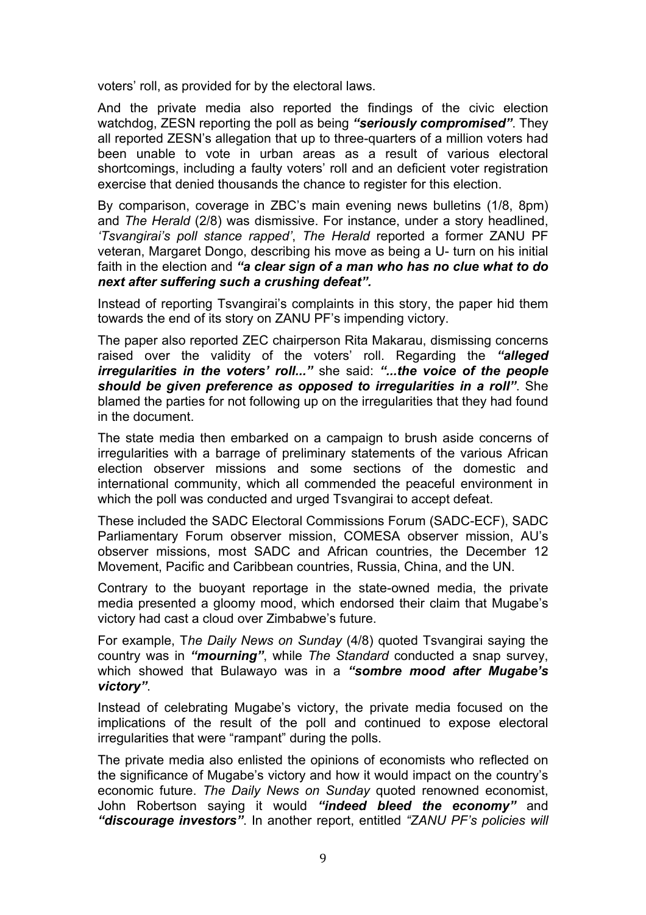voters' roll, as provided for by the electoral laws.

And the private media also reported the findings of the civic election watchdog, ZESN reporting the poll as being ***"seriously compromised"***. They all reported ZESN's allegation that up to three-quarters of a million voters had been unable to vote in urban areas as a result of various electoral shortcomings, including a faulty voters' roll and an deficient voter registration exercise that denied thousands the chance to register for this election.

By comparison, coverage in ZBC's main evening news bulletins (1/8, 8pm) and *The Herald* (2/8) was dismissive. For instance, under a story headlined, *'Tsvangirai's poll stance rapped'*, *The Herald* reported a former ZANU PF veteran, Margaret Dongo, describing his move as being a U- turn on his initial faith in the election and ***"a clear sign of a man who has no clue what to do next after suffering such a crushing defeat".***

Instead of reporting Tsvangirai's complaints in this story, the paper hid them towards the end of its story on ZANU PF's impending victory.

The paper also reported ZEC chairperson Rita Makarau, dismissing concerns raised over the validity of the voters' roll. Regarding the ***"alleged irregularities in the voters' roll..."*** she said: ***"...the voice of the people should be given preference as opposed to irregularities in a roll"***. She blamed the parties for not following up on the irregularities that they had found in the document.

The state media then embarked on a campaign to brush aside concerns of irregularities with a barrage of preliminary statements of the various African election observer missions and some sections of the domestic and international community, which all commended the peaceful environment in which the poll was conducted and urged Tsvangirai to accept defeat.

These included the SADC Electoral Commissions Forum (SADC-ECF), SADC Parliamentary Forum observer mission, COMESA observer mission, AU's observer missions, most SADC and African countries, the December 12 Movement, Pacific and Caribbean countries, Russia, China, and the UN.

Contrary to the buoyant reportage in the state-owned media, the private media presented a gloomy mood, which endorsed their claim that Mugabe's victory had cast a cloud over Zimbabwe's future.

For example, T*he Daily News on Sunday* (4/8) quoted Tsvangirai saying the country was in ***"mourning"***, while *The Standard* conducted a snap survey, which showed that Bulawayo was in a ***"sombre mood after Mugabe's victory"***.

Instead of celebrating Mugabe's victory, the private media focused on the implications of the result of the poll and continued to expose electoral irregularities that were "rampant" during the polls.

The private media also enlisted the opinions of economists who reflected on the significance of Mugabe's victory and how it would impact on the country's economic future. *The Daily News on Sunday* quoted renowned economist, John Robertson saying it would ***"indeed bleed the economy"*** and ***"discourage investors"***. In another report, entitled *"ZANU PF's policies will*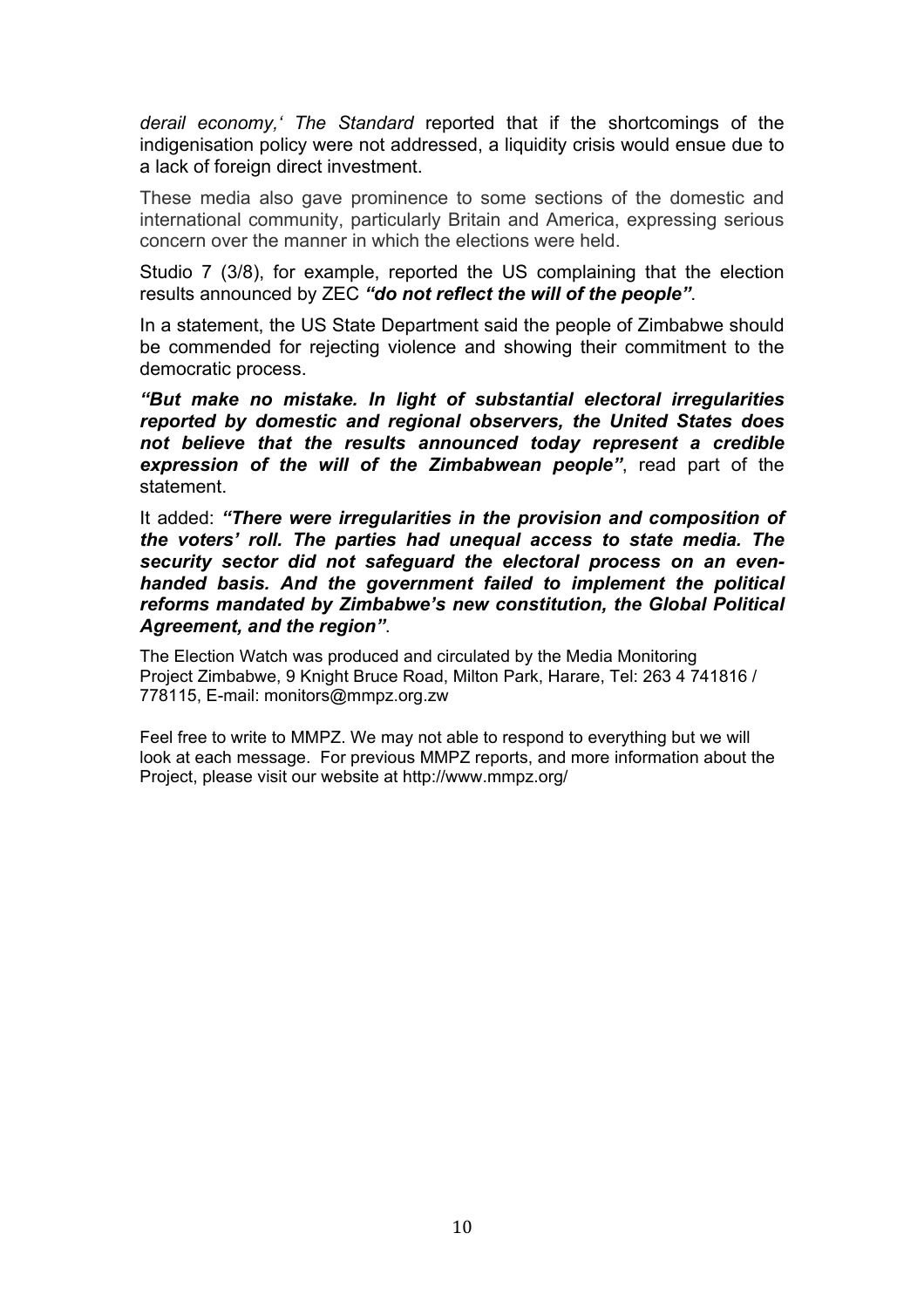*derail economy,' The Standard* reported that if the shortcomings of the indigenisation policy were not addressed, a liquidity crisis would ensue due to a lack of foreign direct investment.

These media also gave prominence to some sections of the domestic and international community, particularly Britain and America, expressing serious concern over the manner in which the elections were held.

Studio 7 (3/8), for example, reported the US complaining that the election results announced by ZEC ***"do not reflect the will of the people"***.

In a statement, the US State Department said the people of Zimbabwe should be commended for rejecting violence and showing their commitment to the democratic process.

***"But make no mistake. In light of substantial electoral irregularities reported by domestic and regional observers, the United States does not believe that the results announced today represent a credible expression of the will of the Zimbabwean people"***, read part of the statement.

It added: ***"There were irregularities in the provision and composition of the voters' roll. The parties had unequal access to state media. The security sector did not safeguard the electoral process on an even-handed basis. And the government failed to implement the political reforms mandated by Zimbabwe's new constitution, the Global Political Agreement, and the region"***.

The Election Watch was produced and circulated by the Media Monitoring Project Zimbabwe, 9 Knight Bruce Road, Milton Park, Harare, Tel: 263 4 741816 / 778115, E-mail: monitors@mmpz.org.zw

Feel free to write to MMPZ. We may not able to respond to everything but we will look at each message. For previous MMPZ reports, and more information about the Project, please visit our website at http://www.mmpz.org/